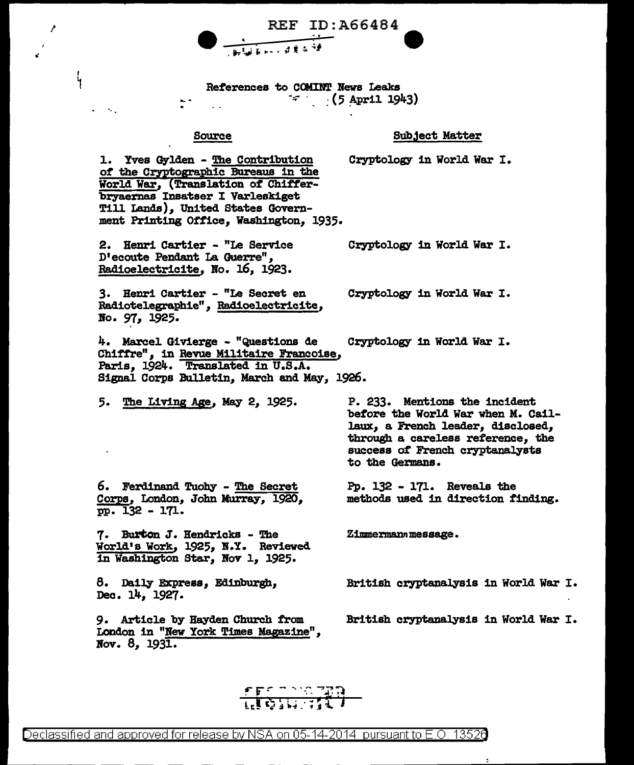REF ID:A66484

References to COMINT News Leaks (5 April 1943)

| Source | Subject Matter |
|---|---|
| 1. Yves Gylden - The Contribution of the Cryptographic Bureaus in the World War, (Translation of Chifferbryaernas Insatser I Varleskiget Till Lands), United States Government Printing Office, Washington, 1935. | Cryptology in World War I. |
| 2. Henri Cartier - "Le Service D'ecoute Pendant La Guerre", Radioelectricite, No. 16, 1923. | Cryptology in World War I. |
| 3. Henri Cartier - "Le Secret en Radiotelegraphie", Radioelectricite, No. 97, 1925. | Cryptology in World War I. |
| 4. Marcel Givierge - "Questions de Chiffre", in Revue Militaire Francoise, Paris, 1924. Translated in U.S.A. Signal Corps Bulletin, March and May, 1926. | Cryptology in World War I. |
| 5. The Living Age, May 2, 1925. | P. 233. Mentions the incident before the World War when M. Caillaux, a French leader, disclosed, through a careless reference, the success of French cryptanalysts to the Germans. |
| 6. Ferdinand Tuohy - The Secret Corps, London, John Murray, 1920, pp. 132 - 171. | Pp. 132 - 171. Reveals the methods used in direction finding. |
| 7. Burton J. Hendricks - The World's Work, 1925, N.Y. Reviewed in Washington Star, Nov 1, 1925. | Zimmermann message. |
| 8. Daily Express, Edinburgh, Dec. 14, 1927. | British cryptanalysis in World War I. |
| 9. Article by Hayden Church from London in "New York Times Magazine", Nov. 8, 1931. | British cryptanalysis in World War I. |

Declassified and approved for release by NSA on 05-14-2014 pursuant to E.O. 13526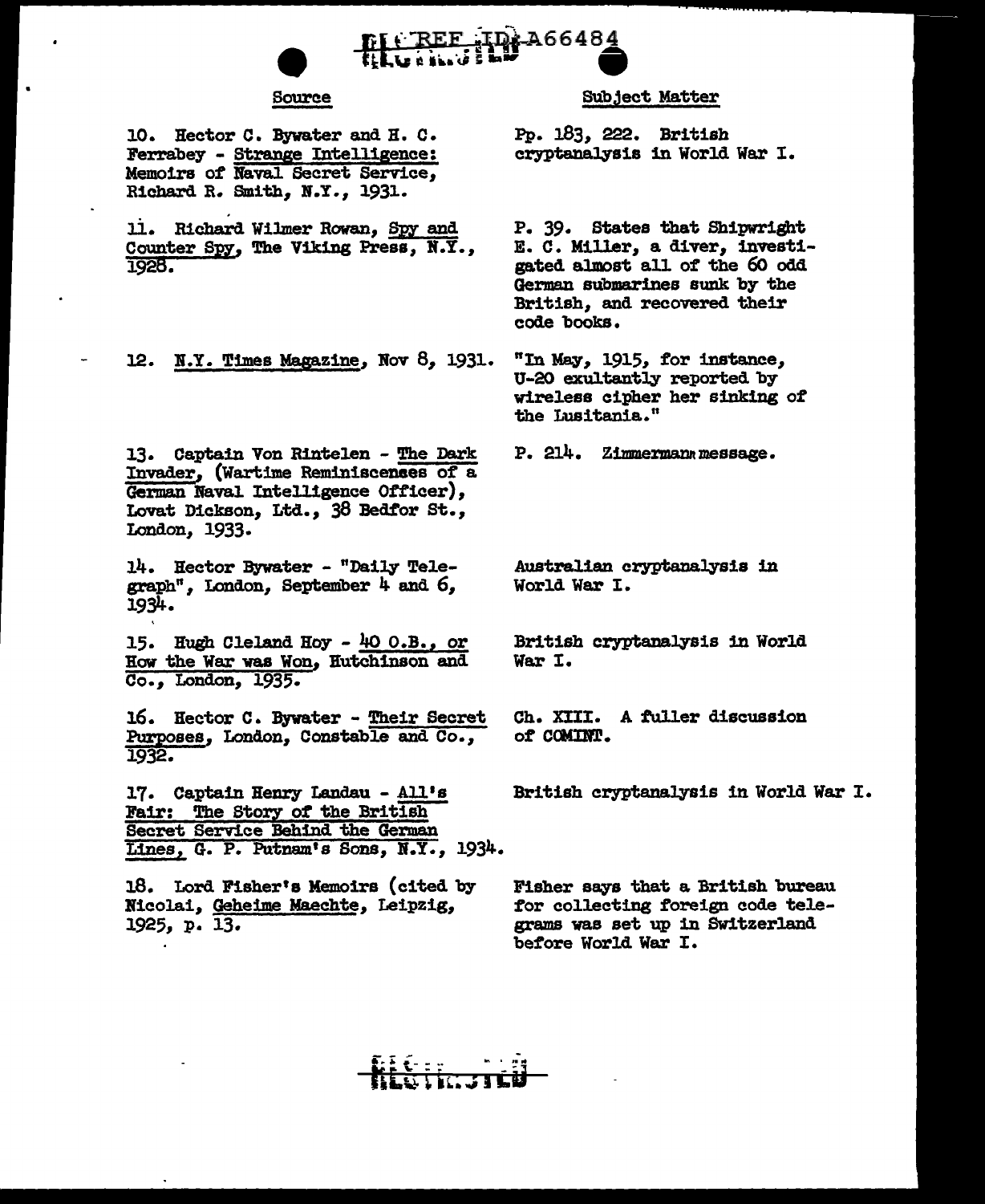| Source | Subject Matter |
|---|---|
| 10. Hector C. Bywater and H. C. Ferrabey - Strange Intelligence: Memoirs of Naval Secret Service, Richard R. Smith, N.Y., 1931. | Pp. 183, 222. British cryptanalysis in World War I. |
| 11. Richard Wilmer Rowan, Spy and Counter Spy, The Viking Press, N.Y., 1928. | P. 39. States that Shipwright E. C. Miller, a diver, investigated almost all of the 60 odd German submarines sunk by the British, and recovered their code books. |
| 12. N.Y. Times Magazine, Nov 8, 1931. | "In May, 1915, for instance, U-20 exultantly reported by wireless cipher her sinking of the Lusitania." |
| 13. Captain Von Rintelen - The Dark Invader, (Wartime Reminiscenses of a German Naval Intelligence Officer), Lovat Dickson, Ltd., 38 Bedfor St., London, 1933. | P. 214. Zimmermann message. |
| 14. Hector Bywater - "Daily Telegraph", London, September 4 and 6, 1934. | Australian cryptanalysis in World War I. |
| 15. Hugh Cleland Hoy - 40 O.B., or How the War was Won, Hutchinson and Co., London, 1935. | British cryptanalysis in World War I. |
| 16. Hector C. Bywater - Their Secret Purposes, London, Constable and Co., 1932. | Ch. XIII. A fuller discussion of COMINT. |
| 17. Captain Henry Landau - All's Fair: The Story of the British Secret Service Behind the German Lines, G. P. Putnam's Sons, N.Y., 1934. | British cryptanalysis in World War I. |
| 18. Lord Fisher's Memoirs (cited by Nicolai, Geheime Maechte, Leipzig, 1925, p. 13. | Fisher says that a British bureau for collecting foreign code telegrams was set up in Switzerland before World War I. |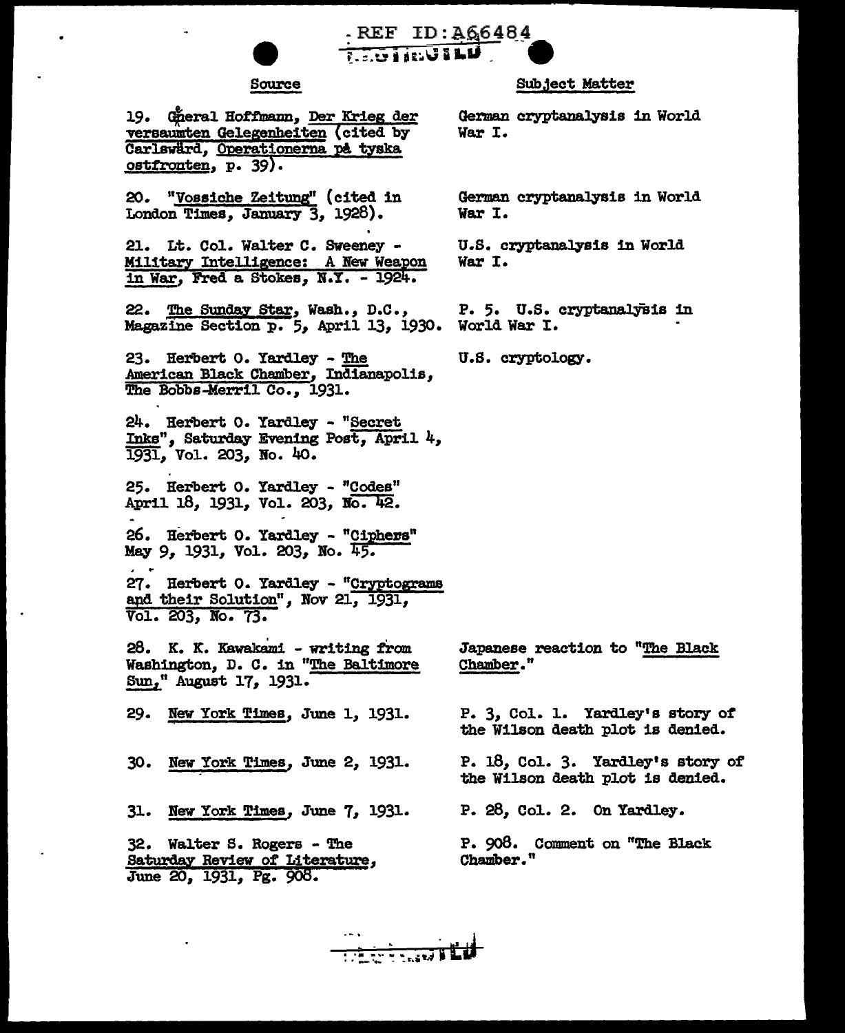| Source | Subject Matter |
|---|---|
| 19. General Hoffmann, Der Krieg der versaumten Gelegenheiten (cited by Carlswärd, Operationerna på tyska ostfronten, p. 39). | German cryptanalysis in World War I. |
| 20. "Vossiche Zeitung" (cited in London Times, January 3, 1928). | German cryptanalysis in World War I. |
| 21. Lt. Col. Walter C. Sweeney - Military Intelligence: A New Weapon in War, Fred a Stokes, N.Y. - 1924. | U.S. cryptanalysis in World War I. |
| 22. The Sunday Star, Wash., D.C., Magazine Section p. 5, April 13, 1930. | P. 5. U.S. cryptanalysis in World War I. |
| 23. Herbert O. Yardley - The American Black Chamber, Indianapolis, The Bobbs-Merril Co., 1931. | U.S. cryptology. |
| 24. Herbert O. Yardley - "Secret Inks", Saturday Evening Post, April 4, 1931, Vol. 203, No. 40. | |
| 25. Herbert O. Yardley - "Codes" April 18, 1931, Vol. 203, No. 42. | |
| 26. Herbert O. Yardley - "Ciphers" May 9, 1931, Vol. 203, No. 45. | |
| 27. Herbert O. Yardley - "Cryptograms and their Solution", Nov 21, 1931, Vol. 203, No. 73. | |
| 28. K. K. Kawakami - writing from Washington, D. C. in "The Baltimore Sun," August 17, 1931. | Japanese reaction to "The Black Chamber." |
| 29. New York Times, June 1, 1931. | P. 3, Col. 1. Yardley's story of the Wilson death plot is denied. |
| 30. New York Times, June 2, 1931. | P. 18, Col. 3. Yardley's story of the Wilson death plot is denied. |
| 31. New York Times, June 7, 1931. | P. 28, Col. 2. On Yardley. |
| 32. Walter S. Rogers - The Saturday Review of Literature, June 20, 1931, Pg. 908. | P. 908. Comment on "The Black Chamber." |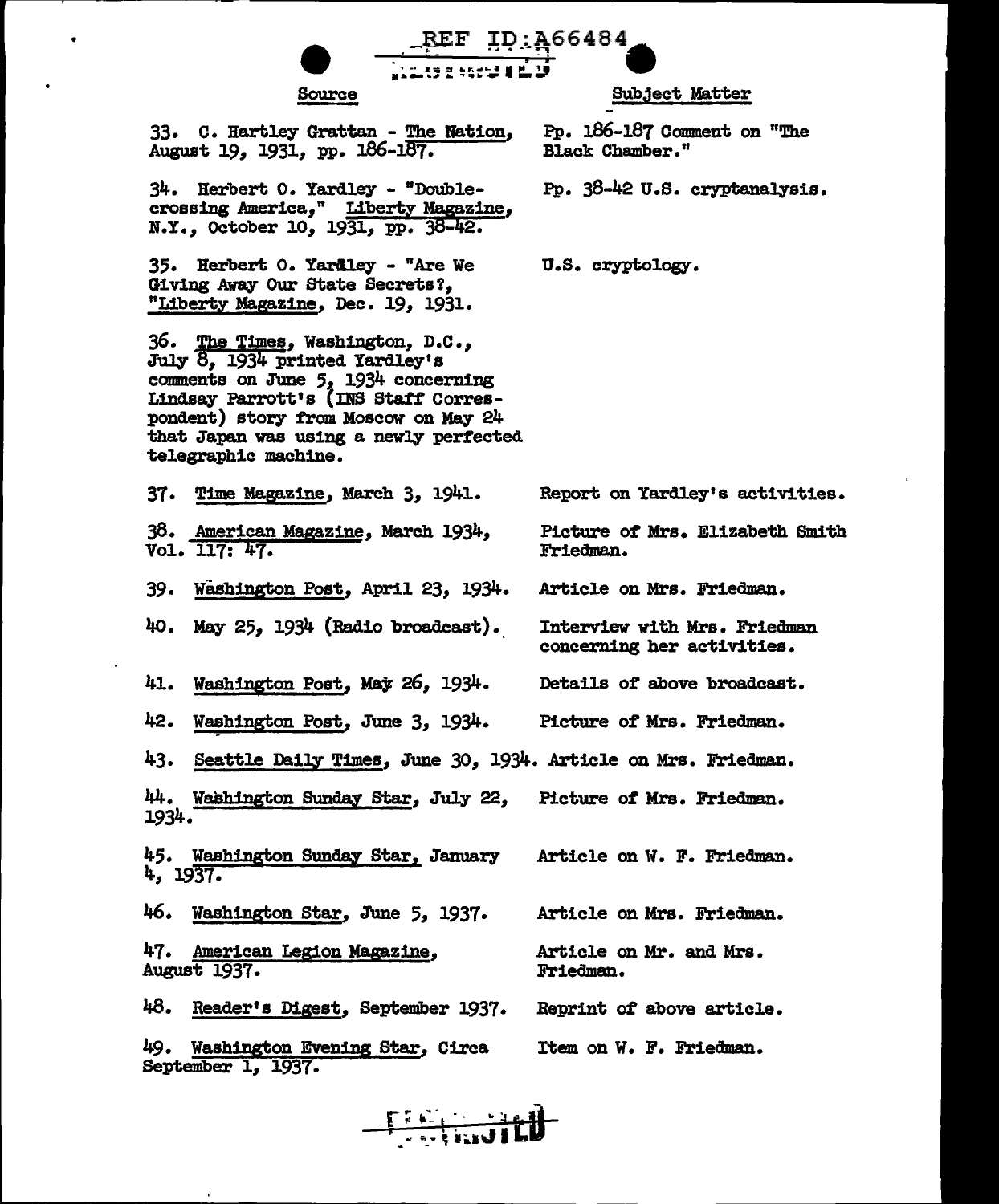| Source | Subject Matter |
| --- | --- |
| 33. C. Hartley Grattan - The Nation, August 19, 1931, pp. 186-187. | Pp. 186-187 Comment on "The Black Chamber." |
| 34. Herbert O. Yardley - "Double-crossing America," Liberty Magazine, N.Y., October 10, 1931, pp. 38-42. | Pp. 38-42 U.S. cryptanalysis. |
| 35. Herbert O. Yardley - "Are We Giving Away Our State Secrets?, "Liberty Magazine, Dec. 19, 1931. | U.S. cryptology. |
| 36. The Times, Washington, D.C., July 8, 1934 printed Yardley's comments on June 5, 1934 concerning Lindsay Parrott's (INS Staff Correspondent) story from Moscow on May 24 that Japan was using a newly perfected telegraphic machine. | |
| 37. Time Magazine, March 3, 1941. | Report on Yardley's activities. |
| 38. American Magazine, March 1934, Vol. 117: 47. | Picture of Mrs. Elizabeth Smith Friedman. |
| 39. Washington Post, April 23, 1934. | Article on Mrs. Friedman. |
| 40. May 25, 1934 (Radio broadcast). | Interview with Mrs. Friedman concerning her activities. |
| 41. Washington Post, May 26, 1934. | Details of above broadcast. |
| 42. Washington Post, June 3, 1934. | Picture of Mrs. Friedman. |
| 43. Seattle Daily Times, June 30, 1934. | Article on Mrs. Friedman. |
| 44. Washington Sunday Star, July 22, 1934. | Picture of Mrs. Friedman. |
| 45. Washington Sunday Star, January 4, 1937. | Article on W. F. Friedman. |
| 46. Washington Star, June 5, 1937. | Article on Mrs. Friedman. |
| 47. American Legion Magazine, August 1937. | Article on Mr. and Mrs. Friedman. |
| 48. Reader's Digest, September 1937. | Reprint of above article. |
| 49. Washington Evening Star, Circa September 1, 1937. | Item on W. F. Friedman. |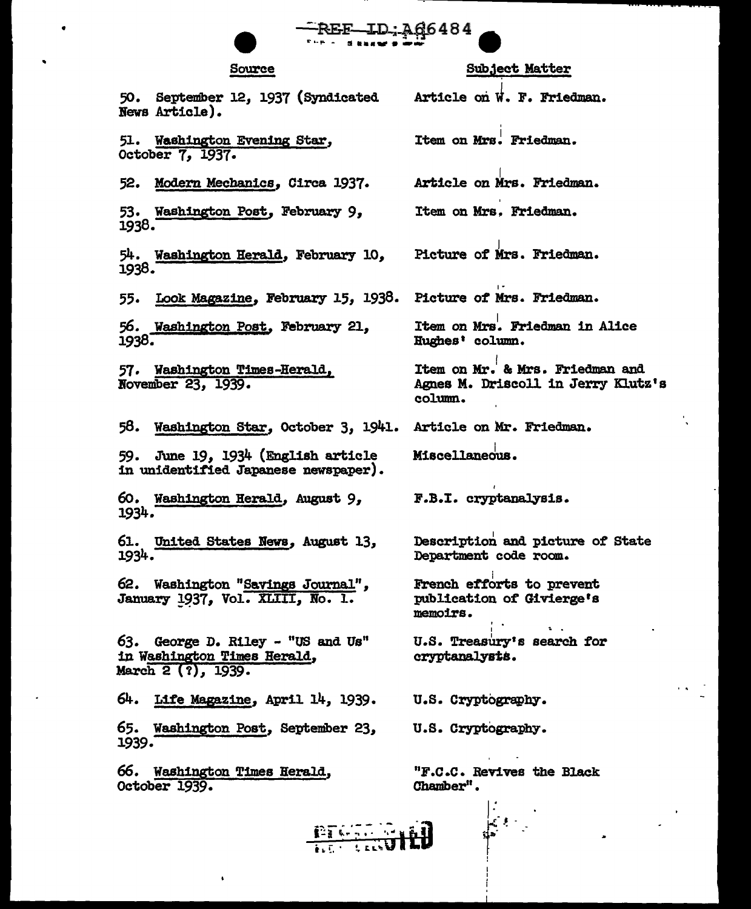| Source | Subject Matter |
| --- | --- |
| 50. September 12, 1937 (Syndicated News Article). | Article on W. F. Friedman. |
| 51. Washington Evening Star, October 7, 1937. | Item on Mrs. Friedman. |
| 52. Modern Mechanics, Circa 1937. | Article on Mrs. Friedman. |
| 53. Washington Post, February 9, 1938. | Item on Mrs. Friedman. |
| 54. Washington Herald, February 10, 1938. | Picture of Mrs. Friedman. |
| 55. Look Magazine, February 15, 1938. | Picture of Mrs. Friedman. |
| 56. Washington Post, February 21, 1938. | Item on Mrs. Friedman in Alice Hughes' column. |
| 57. Washington Times-Herald, November 23, 1939. | Item on Mr. & Mrs. Friedman and Agnes M. Driscoll in Jerry Klutz's column. |
| 58. Washington Star, October 3, 1941. | Article on Mr. Friedman. |
| 59. June 19, 1934 (English article in unidentified Japanese newspaper). | Miscellaneous. |
| 60. Washington Herald, August 9, 1934. | F.B.I. cryptanalysis. |
| 61. United States News, August 13, 1934. | Description and picture of State Department code room. |
| 62. Washington "Savings Journal", January 1937, Vol. XLIII, No. 1. | French efforts to prevent publication of Givierge's memoirs. |
| 63. George D. Riley - "US and Us" in Washington Times Herald, March 2 (?), 1939. | U.S. Treasury's search for cryptanalysts. |
| 64. Life Magazine, April 14, 1939. | U.S. Cryptography. |
| 65. Washington Post, September 23, 1939. | U.S. Cryptography. |
| 66. Washington Times Herald, October 1939. | "F.C.C. Revives the Black Chamber". |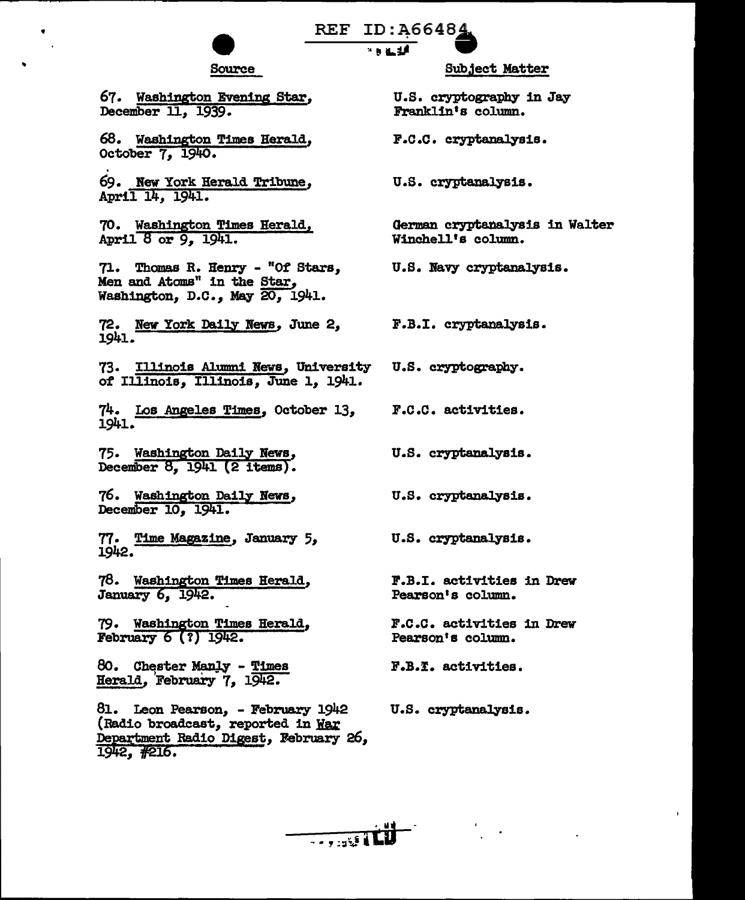| Source | Subject Matter |
|---|---|
| 67. Washington Evening Star, December 11, 1939. | U.S. cryptography in Jay Franklin's column. |
| 68. Washington Times Herald, October 7, 1940. | F.C.C. cryptanalysis. |
| 69. New York Herald Tribune, April 14, 1941. | U.S. cryptanalysis. |
| 70. Washington Times Herald, April 8 or 9, 1941. | German cryptanalysis in Walter Winchell's column. |
| 71. Thomas R. Henry - "Of Stars, Men and Atoms" in the Star, Washington, D.C., May 20, 1941. | U.S. Navy cryptanalysis. |
| 72. New York Daily News, June 2, 1941. | F.B.I. cryptanalysis. |
| 73. Illinois Alumni News, University of Illinois, Illinois, June 1, 1941. | U.S. cryptography. |
| 74. Los Angeles Times, October 13, 1941. | F.C.C. activities. |
| 75. Washington Daily News, December 8, 1941 (2 items). | U.S. cryptanalysis. |
| 76. Washington Daily News, December 10, 1941. | U.S. cryptanalysis. |
| 77. Time Magazine, January 5, 1942. | U.S. cryptanalysis. |
| 78. Washington Times Herald, January 6, 1942. | F.B.I. activities in Drew Pearson's column. |
| 79. Washington Times Herald, February 6 (?) 1942. | F.C.C. activities in Drew Pearson's column. |
| 80. Chester Manly - Times Herald, February 7, 1942. | F.B.I. activities. |
| 81. Leon Pearson, - February 1942 (Radio broadcast, reported in War Department Radio Digest, February 26, 1942, #216. | U.S. cryptanalysis. |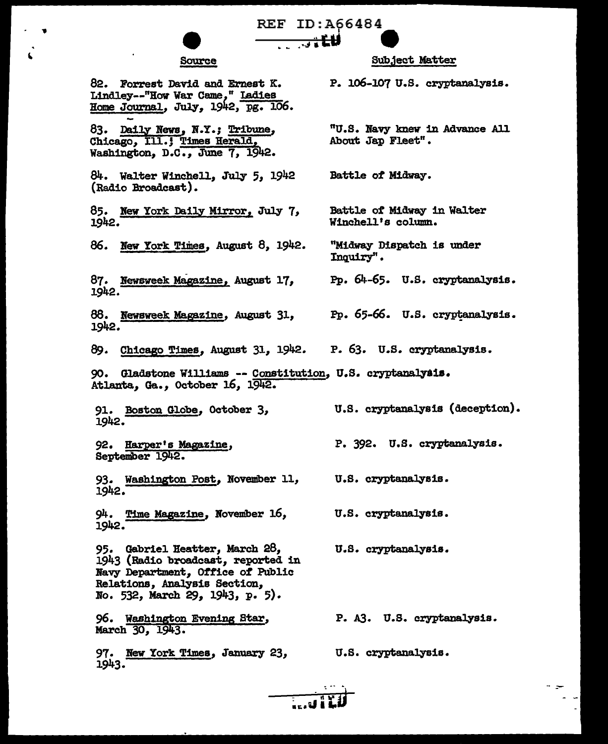| Source | Subject Matter |
|---|---|
| 82. Forrest David and Ernest K. Lindley--"How War Came," Ladies Home Journal, July, 1942, pg. 106. | P. 106-107 U.S. cryptanalysis. |
| 83. Daily News, N.Y.; Tribune, Chicago, Ill.; Times Herald, Washington, D.C., June 7, 1942. | "U.S. Navy knew in Advance All About Jap Fleet". |
| 84. Walter Winchell, July 5, 1942 (Radio Broadcast). | Battle of Midway. |
| 85. New York Daily Mirror, July 7, 1942. | Battle of Midway in Walter Winchell's column. |
| 86. New York Times, August 8, 1942. | "Midway Dispatch is under Inquiry". |
| 87. Newsweek Magazine, August 17, 1942. | Pp. 64-65. U.S. cryptanalysis. |
| 88. Newsweek Magazine, August 31, 1942. | Pp. 65-66. U.S. cryptanalysis. |
| 89. Chicago Times, August 31, 1942. | P. 63. U.S. cryptanalysis. |
| 90. Gladstone Williams -- Constitution, Atlanta, Ga., October 16, 1942. | U.S. cryptanalysis. |
| 91. Boston Globe, October 3, 1942. | U.S. cryptanalysis (deception). |
| 92. Harper's Magazine, September 1942. | P. 392. U.S. cryptanalysis. |
| 93. Washington Post, November 11, 1942. | U.S. cryptanalysis. |
| 94. Time Magazine, November 16, 1942. | U.S. cryptanalysis. |
| 95. Gabriel Heatter, March 28, 1943 (Radio broadcast, reported in Navy Department, Office of Public Relations, Analysis Section, No. 532, March 29, 1943, p. 5). | U.S. cryptanalysis. |
| 96. Washington Evening Star, March 30, 1943. | P. A3. U.S. cryptanalysis. |
| 97. New York Times, January 23, 1943. | U.S. cryptanalysis. |